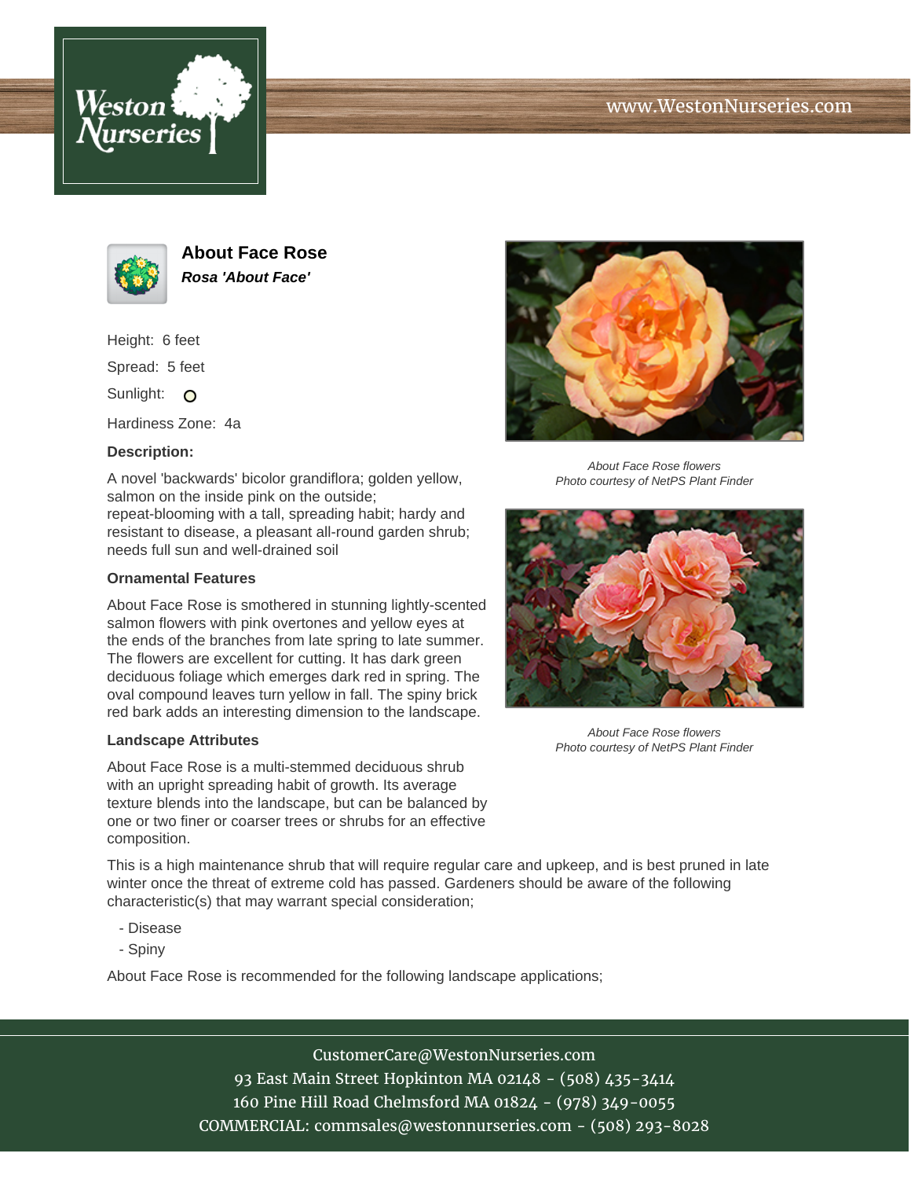# About Face Rose

***Rosa 'About Face'***

Height: 6 feet

Spread: 5 feet

Sunlight: O

Hardiness Zone: 4a

**Description:**

A novel 'backwards' bicolor grandiflora; golden yellow, salmon on the inside pink on the outside; repeat-blooming with a tall, spreading habit; hardy and resistant to disease, a pleasant all-round garden shrub; needs full sun and well-drained soil

**Ornamental Features**

About Face Rose is smothered in stunning lightly-scented salmon flowers with pink overtones and yellow eyes at the ends of the branches from late spring to late summer. The flowers are excellent for cutting. It has dark green deciduous foliage which emerges dark red in spring. The oval compound leaves turn yellow in fall. The spiny brick red bark adds an interesting dimension to the landscape.

**Landscape Attributes**

About Face Rose is a multi-stemmed deciduous shrub with an upright spreading habit of growth. Its average texture blends into the landscape, but can be balanced by one or two finer or coarser trees or shrubs for an effective composition.

This is a high maintenance shrub that will require regular care and upkeep, and is best pruned in late winter once the threat of extreme cold has passed. Gardeners should be aware of the following characteristic(s) that may warrant special consideration;

- Disease
- Spiny

About Face Rose is recommended for the following landscape applications;

*About Face Rose flowers*
*Photo courtesy of NetPS Plant Finder*

*About Face Rose flowers*
*Photo courtesy of NetPS Plant Finder*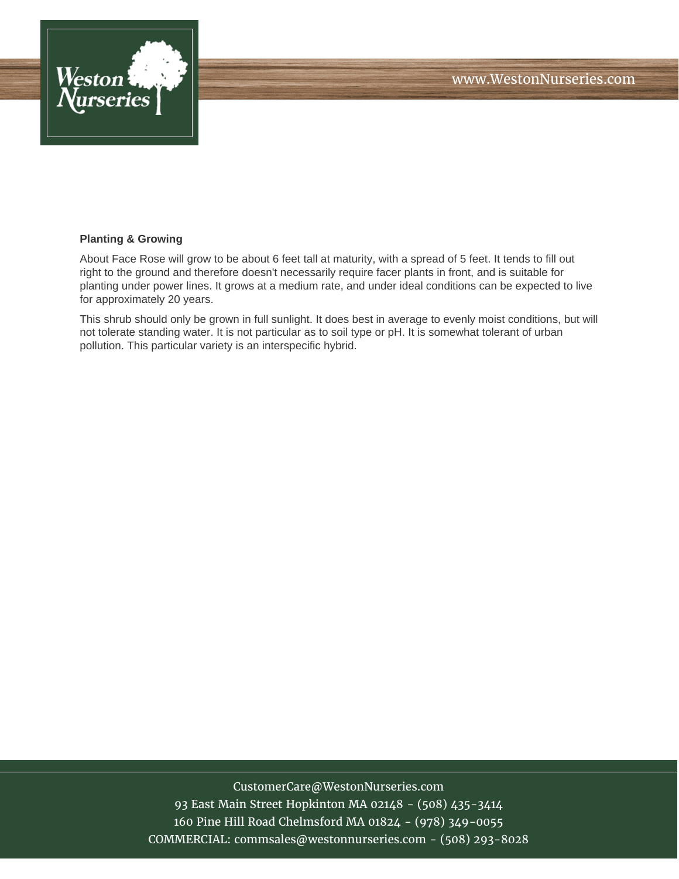**Planting & Growing**

About Face Rose will grow to be about 6 feet tall at maturity, with a spread of 5 feet. It tends to fill out right to the ground and therefore doesn't necessarily require facer plants in front, and is suitable for planting under power lines. It grows at a medium rate, and under ideal conditions can be expected to live for approximately 20 years.

This shrub should only be grown in full sunlight. It does best in average to evenly moist conditions, but will not tolerate standing water. It is not particular as to soil type or pH. It is somewhat tolerant of urban pollution. This particular variety is an interspecific hybrid.